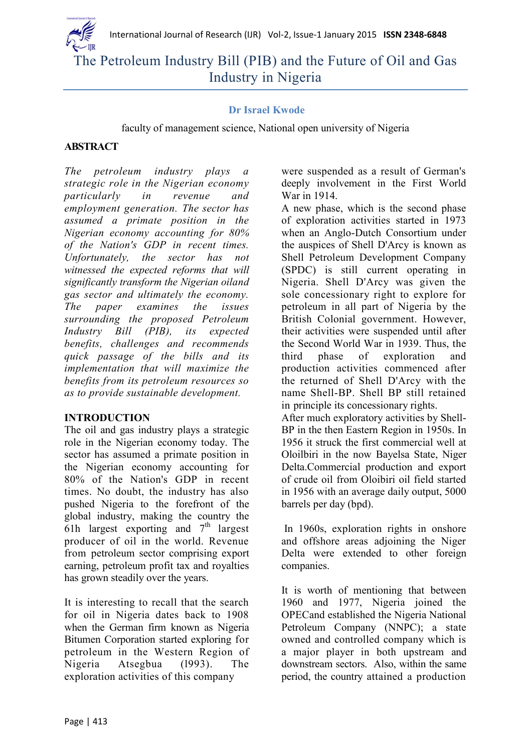# The Petroleum Industry Bill (PIB) and the Future of Oil and Gas Industry in Nigeria

**Dr Israel Kwode**

faculty of management science, National open university of Nigeria

## ABSTRACT

*The petroleum industry plays a strategic role in the Nigerian economy particularly in revenue and employment generation. The sector has assumed a primate position in the Nigerian economy accounting for 80% of the Nation's GDP in recent times. Unfortunately, the sector has not witnessed the expected reforms that will significantly transform the Nigerian oiland gas sector and ultimately the economy. The paper examines the issues surrounding the proposed Petroleum Industry Bill (PIB), its expected benefits, challenges and recommends quick passage of the bills and its implementation that will maximize the benefits from its petroleum resources so as to provide sustainable development.*

## INTRODUCTION

The oil and gas industry plays a strategic role in the Nigerian economy today. The sector has assumed a primate position in the Nigerian economy accounting for 80% of the Nation's GDP in recent times. No doubt, the industry has also pushed Nigeria to the forefront of the global industry, making the country the 61h largest exporting and 7[th] largest producer of oil in the world. Revenue from petroleum sector comprising export earning, petroleum profit tax and royalties has grown steadily over the years.

It is interesting to recall that the search for oil in Nigeria dates back to 1908 when the German firm known as Nigeria Bitumen Corporation started exploring for petroleum in the Western Region of Nigeria Atsegbua (l993). The exploration activities of this company were suspended as a result of German's deeply involvement in the First World War in 1914.

A new phase, which is the second phase of exploration activities started in 1973 when an Anglo-Dutch Consortium under the auspices of Shell D'Arcy is known as Shell Petroleum Development Company (SPDC) is still current operating in Nigeria. Shell D'Arcy was given the sole concessionary right to explore for petroleum in all part of Nigeria by the British Colonial government. However, their activities were suspended until after the Second World War in 1939. Thus, the third phase of exploration and production activities commenced after the returned of Shell D'Arcy with the name Shell-BP. Shell BP still retained in principle its concessionary rights.

After much exploratory activities by Shell-BP in the then Eastern Region in 1950s. In 1956 it struck the first commercial well at Oloilbiri in the now Bayelsa State, Niger Delta.Commercial production and export of crude oil from Oloibiri oil field started in 1956 with an average daily output, 5000 barrels per day (bpd).

In 1960s, exploration rights in onshore and offshore areas adjoining the Niger Delta were extended to other foreign companies.

It is worth of mentioning that between 1960 and 1977, Nigeria joined the OPECand established the Nigeria National Petroleum Company (NNPC); a state owned and controlled company which is a major player in both upstream and downstream sectors. Also, within the same period, the country attained a production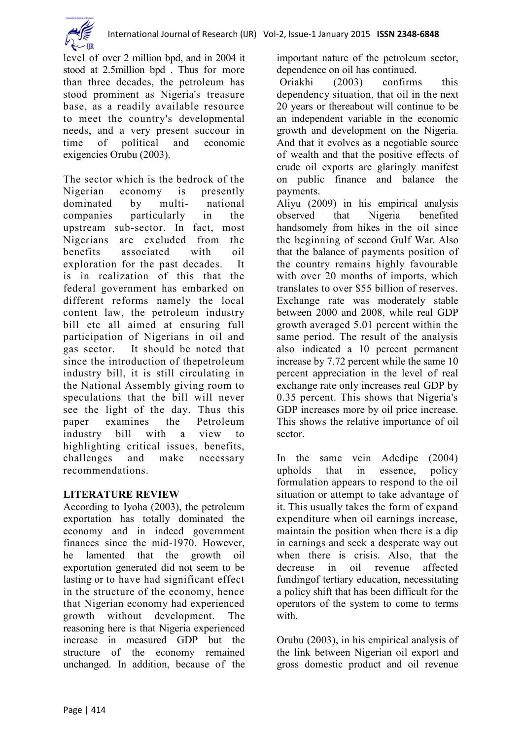level of over 2 million bpd, and in 2004 it stood at 2.5million bpd . Thus for more than three decades, the petroleum has stood prominent as Nigeria's treasure base, as a readily available resource to meet the country's developmental needs, and a very present succour in time of political and economic exigencies Orubu (2003).

The sector which is the bedrock of the Nigerian economy is presently dominated by multi- national companies particularly in the upstream sub-sector. In fact, most Nigerians are excluded from the benefits associated with oil exploration for the past decades. It is in realization of this that the federal government has embarked on different reforms namely the local content law, the petroleum industry bill etc all aimed at ensuring full participation of Nigerians in oil and gas sector. It should be noted that since the introduction of thepetroleum industry bill, it is still circulating in the National Assembly giving room to speculations that the bill will never see the light of the day. Thus this paper examines the Petroleum industry bill with a view to highlighting critical issues, benefits, challenges and make necessary recommendations.

## LITERATURE REVIEW

According to Iyoha (2003), the petroleum exportation has totally dominated the economy and in indeed government finances since the mid-1970. However, he lamented that the growth oil exportation generated did not seem to be lasting or to have had significant effect in the structure of the economy, hence that Nigerian economy had experienced growth without development. The reasoning here is that Nigeria experienced increase in measured GDP but the structure of the economy remained unchanged. In addition, because of the important nature of the petroleum sector, dependence on oil has continued.

Oriakhi (2003) confirms this dependency situation, that oil in the next 20 years or thereabout will continue to be an independent variable in the economic growth and development on the Nigeria. And that it evolves as a negotiable source of wealth and that the positive effects of crude oil exports are glaringly manifest on public finance and balance the payments.

Aliyu (2009) in his empirical analysis observed that Nigeria benefited handsomely from hikes in the oil since the beginning of second Gulf War. Also that the balance of payments position of the country remains highly favourable with over 20 months of imports, which translates to over \$55 billion of reserves. Exchange rate was moderately stable between 2000 and 2008, while real GDP growth averaged 5.01 percent within the same period. The result of the analysis also indicated a 10 percent permanent increase by 7.72 percent while the same 10 percent appreciation in the level of real exchange rate only increases real GDP by 0.35 percent. This shows that Nigeria's GDP increases more by oil price increase. This shows the relative importance of oil sector.

In the same vein Adedipe (2004) upholds that in essence, policy formulation appears to respond to the oil situation or attempt to take advantage of it. This usually takes the form of expand expenditure when oil earnings increase, maintain the position when there is a dip in earnings and seek a desperate way out when there is crisis. Also, that the decrease in oil revenue affected fundingof tertiary education, necessitating a policy shift that has been difficult for the operators of the system to come to terms with.

Orubu (2003), in his empirical analysis of the link between Nigerian oil export and gross domestic product and oil revenue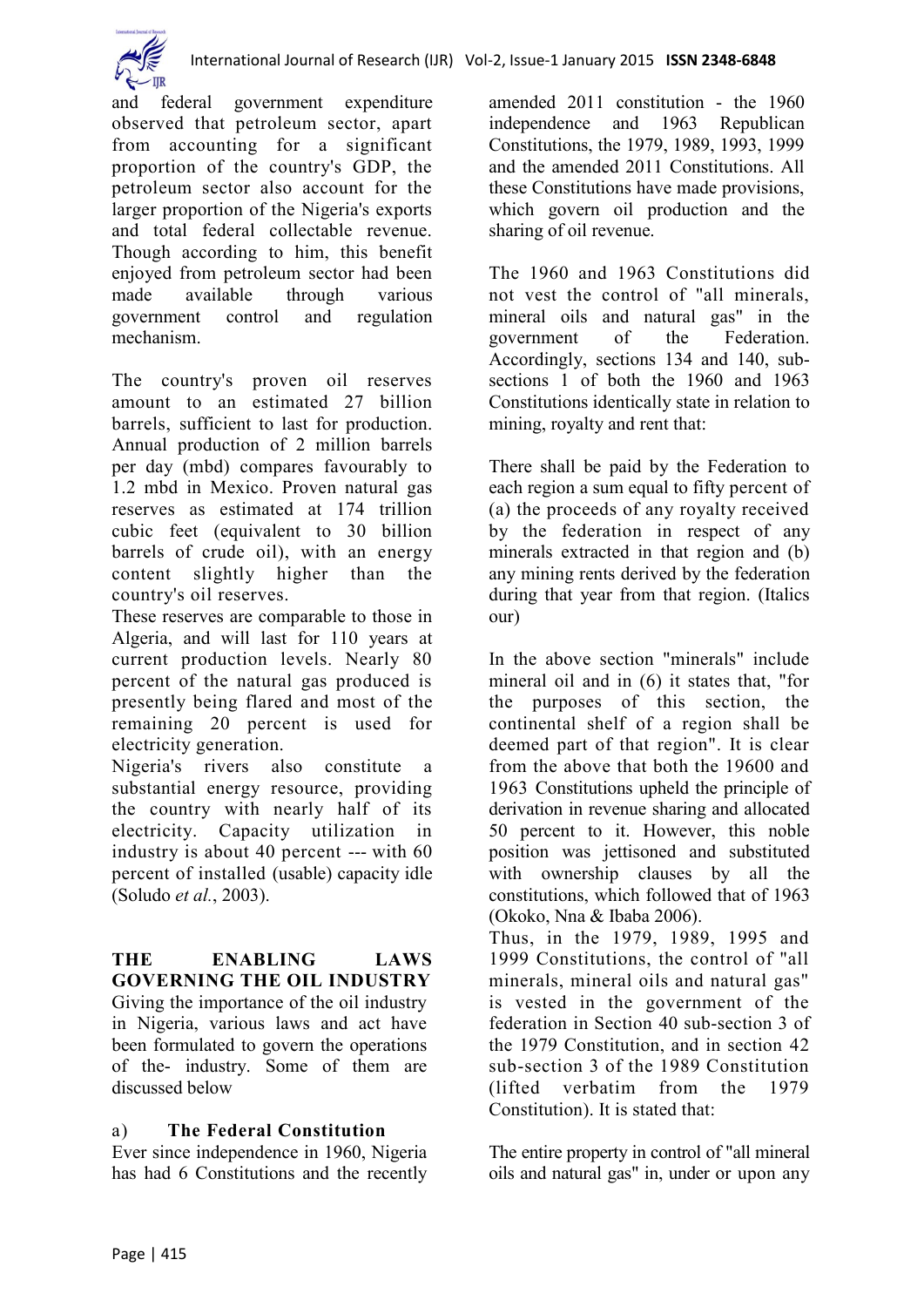and federal government expenditure observed that petroleum sector, apart from accounting for a significant proportion of the country's GDP, the petroleum sector also account for the larger proportion of the Nigeria's exports and total federal collectable revenue. Though according to him, this benefit enjoyed from petroleum sector had been made available through various government control and regulation mechanism.

The country's proven oil reserves amount to an estimated 27 billion barrels, sufficient to last for production. Annual production of 2 million barrels per day (mbd) compares favourably to 1.2 mbd in Mexico. Proven natural gas reserves as estimated at 174 trillion cubic feet (equivalent to 30 billion barrels of crude oil), with an energy content slightly higher than the country's oil reserves.

These reserves are comparable to those in Algeria, and will last for 110 years at current production levels. Nearly 80 percent of the natural gas produced is presently being flared and most of the remaining 20 percent is used for electricity generation.

Nigeria's rivers also constitute a substantial energy resource, providing the country with nearly half of its electricity. Capacity utilization in industry is about 40 percent --- with 60 percent of installed (usable) capacity idle (Soludo *et al.*, 2003).

## THE ENABLING LAWS GOVERNING THE OIL INDUSTRY

Giving the importance of the oil industry in Nigeria, various laws and act have been formulated to govern the operations of the- industry. Some of them are discussed below

### a) The Federal Constitution

Ever since independence in 1960, Nigeria has had 6 Constitutions and the recently amended 2011 constitution - the 1960 independence and 1963 Republican Constitutions, the 1979, 1989, 1993, 1999 and the amended 2011 Constitutions. All these Constitutions have made provisions, which govern oil production and the sharing of oil revenue.

The 1960 and 1963 Constitutions did not vest the control of "all minerals, mineral oils and natural gas" in the government of the Federation. Accordingly, sections 134 and 140, sub-sections 1 of both the 1960 and 1963 Constitutions identically state in relation to mining, royalty and rent that:

There shall be paid by the Federation to each region a sum equal to fifty percent of (a) the proceeds of any royalty received by the federation in respect of any minerals extracted in that region and (b) any mining rents derived by the federation during that year from that region. (Italics our)

In the above section "minerals" include mineral oil and in (6) it states that, "for the purposes of this section, the continental shelf of a region shall be deemed part of that region". It is clear from the above that both the 19600 and 1963 Constitutions upheld the principle of derivation in revenue sharing and allocated 50 percent to it. However, this noble position was jettisoned and substituted with ownership clauses by all the constitutions, which followed that of 1963 (Okoko, Nna & Ibaba 2006).

Thus, in the 1979, 1989, 1995 and 1999 Constitutions, the control of "all minerals, mineral oils and natural gas" is vested in the government of the federation in Section 40 sub-section 3 of the 1979 Constitution, and in section 42 sub-section 3 of the 1989 Constitution (lifted verbatim from the 1979 Constitution). It is stated that:

The entire property in control of "all mineral oils and natural gas" in, under or upon any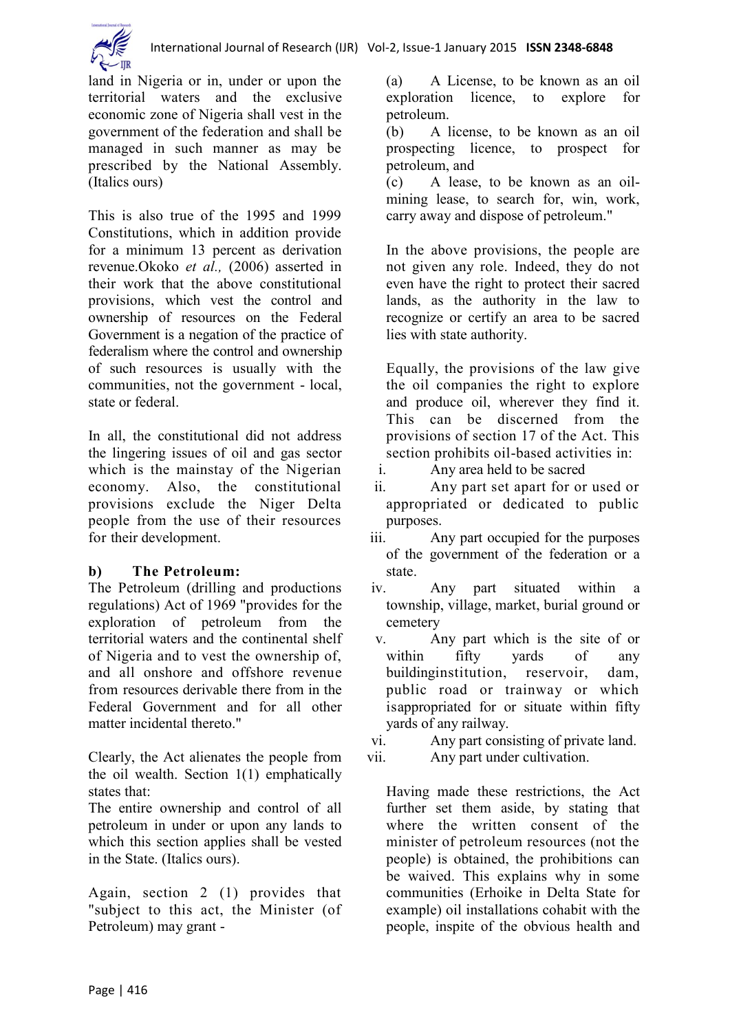land in Nigeria or in, under or upon the territorial waters and the exclusive economic zone of Nigeria shall vest in the government of the federation and shall be managed in such manner as may be prescribed by the National Assembly. (Italics ours)

This is also true of the 1995 and 1999 Constitutions, which in addition provide for a minimum 13 percent as derivation revenue.Okoko *et al.,* (2006) asserted in their work that the above constitutional provisions, which vest the control and ownership of resources on the Federal Government is a negation of the practice of federalism where the control and ownership of such resources is usually with the communities, not the government - local, state or federal.

In all, the constitutional did not address the lingering issues of oil and gas sector which is the mainstay of the Nigerian economy. Also, the constitutional provisions exclude the Niger Delta people from the use of their resources for their development.

**b) The Petroleum:**

The Petroleum (drilling and productions regulations) Act of 1969 "provides for the exploration of petroleum from the territorial waters and the continental shelf of Nigeria and to vest the ownership of, and all onshore and offshore revenue from resources derivable there from in the Federal Government and for all other matter incidental thereto."

Clearly, the Act alienates the people from the oil wealth. Section 1(1) emphatically states that:

The entire ownership and control of all petroleum in under or upon any lands to which this section applies shall be vested in the State. (Italics ours).

Again, section 2 (1) provides that "subject to this act, the Minister (of Petroleum) may grant -

(a) A License, to be known as an oil exploration licence, to explore for petroleum.

(b) A license, to be known as an oil prospecting licence, to prospect for petroleum, and

(c) A lease, to be known as an oil-mining lease, to search for, win, work, carry away and dispose of petroleum."

In the above provisions, the people are not given any role. Indeed, they do not even have the right to protect their sacred lands, as the authority in the law to recognize or certify an area to be sacred lies with state authority.

Equally, the provisions of the law give the oil companies the right to explore and produce oil, wherever they find it. This can be discerned from the provisions of section 17 of the Act. This section prohibits oil-based activities in:

i. Any area held to be sacred
ii. Any part set apart for or used or appropriated or dedicated to public purposes.
iii. Any part occupied for the purposes of the government of the federation or a state.
iv. Any part situated within a township, village, market, burial ground or cemetery
v. Any part which is the site of or within fifty yards of any buildinginstitution, reservoir, dam, public road or trainway or which isappropriated for or situate within fifty yards of any railway.
vi. Any part consisting of private land.
vii. Any part under cultivation.

Having made these restrictions, the Act further set them aside, by stating that where the written consent of the minister of petroleum resources (not the people) is obtained, the prohibitions can be waived. This explains why in some communities (Erhoike in Delta State for example) oil installations cohabit with the people, inspite of the obvious health and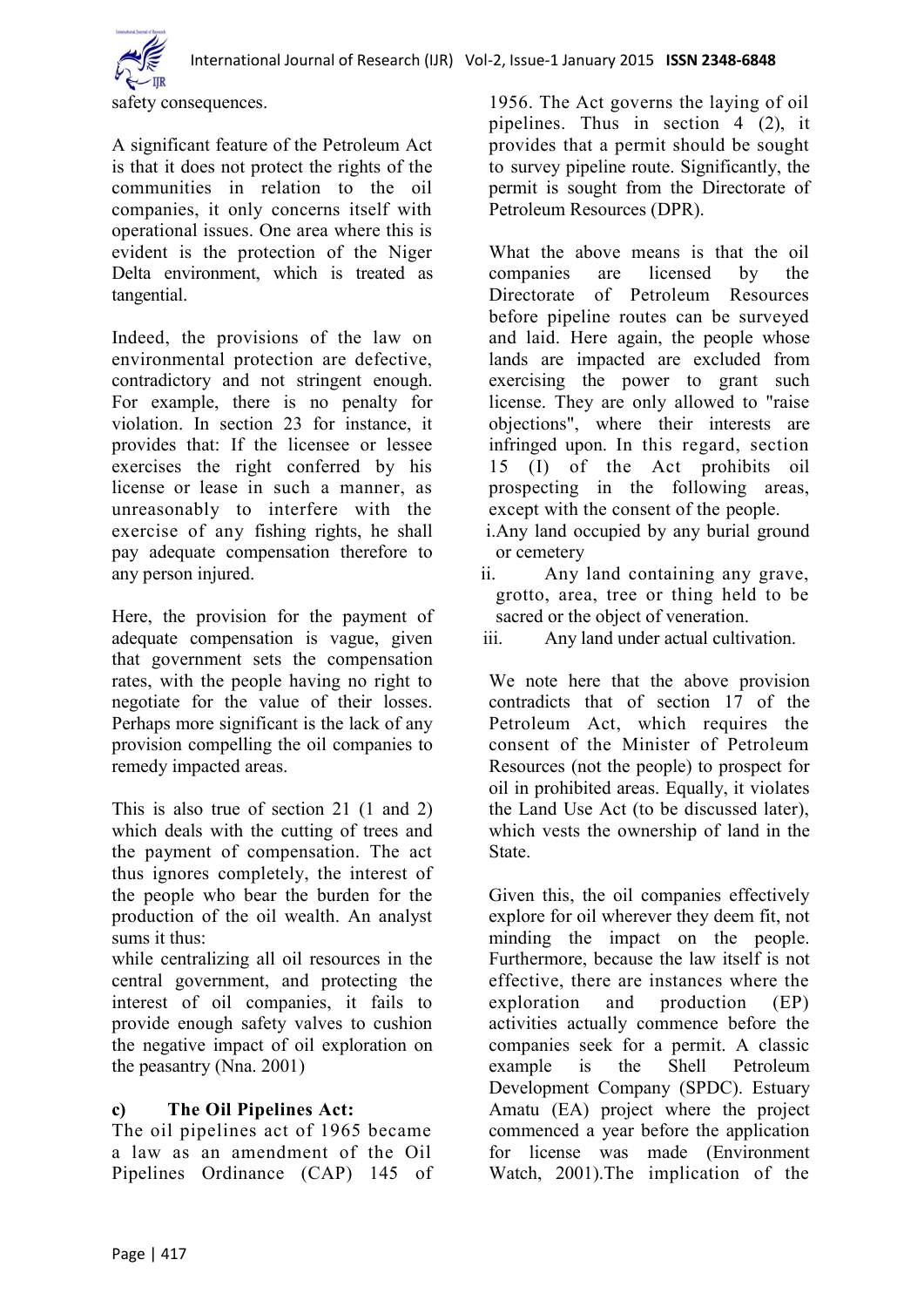safety consequences.

A significant feature of the Petroleum Act is that it does not protect the rights of the communities in relation to the oil companies, it only concerns itself with operational issues. One area where this is evident is the protection of the Niger Delta environment, which is treated as tangential.

Indeed, the provisions of the law on environmental protection are defective, contradictory and not stringent enough. For example, there is no penalty for violation. In section 23 for instance, it provides that: If the licensee or lessee exercises the right conferred by his license or lease in such a manner, as unreasonably to interfere with the exercise of any fishing rights, he shall pay adequate compensation therefore to any person injured.

Here, the provision for the payment of adequate compensation is vague, given that government sets the compensation rates, with the people having no right to negotiate for the value of their losses. Perhaps more significant is the lack of any provision compelling the oil companies to remedy impacted areas.

This is also true of section 21 (1 and 2) which deals with the cutting of trees and the payment of compensation. The act thus ignores completely, the interest of the people who bear the burden for the production of the oil wealth. An analyst sums it thus:

while centralizing all oil resources in the central government, and protecting the interest of oil companies, it fails to provide enough safety valves to cushion the negative impact of oil exploration on the peasantry (Nna. 2001)

### c) The Oil Pipelines Act:

The oil pipelines act of 1965 became a law as an amendment of the Oil Pipelines Ordinance (CAP) 145 of 1956. The Act governs the laying of oil pipelines. Thus in section 4 (2), it provides that a permit should be sought to survey pipeline route. Significantly, the permit is sought from the Directorate of Petroleum Resources (DPR).

What the above means is that the oil companies are licensed by the Directorate of Petroleum Resources before pipeline routes can be surveyed and laid. Here again, the people whose lands are impacted are excluded from exercising the power to grant such license. They are only allowed to "raise objections", where their interests are infringed upon. In this regard, section 15 (I) of the Act prohibits oil prospecting in the following areas, except with the consent of the people.

i. Any land occupied by any burial ground or cemetery
ii. Any land containing any grave, grotto, area, tree or thing held to be sacred or the object of veneration.
iii. Any land under actual cultivation.

We note here that the above provision contradicts that of section 17 of the Petroleum Act, which requires the consent of the Minister of Petroleum Resources (not the people) to prospect for oil in prohibited areas. Equally, it violates the Land Use Act (to be discussed later), which vests the ownership of land in the State.

Given this, the oil companies effectively explore for oil wherever they deem fit, not minding the impact on the people. Furthermore, because the law itself is not effective, there are instances where the exploration and production (EP) activities actually commence before the companies seek for a permit. A classic example is the Shell Petroleum Development Company (SPDC). Estuary Amatu (EA) project where the project commenced a year before the application for license was made (Environment Watch, 2001).The implication of the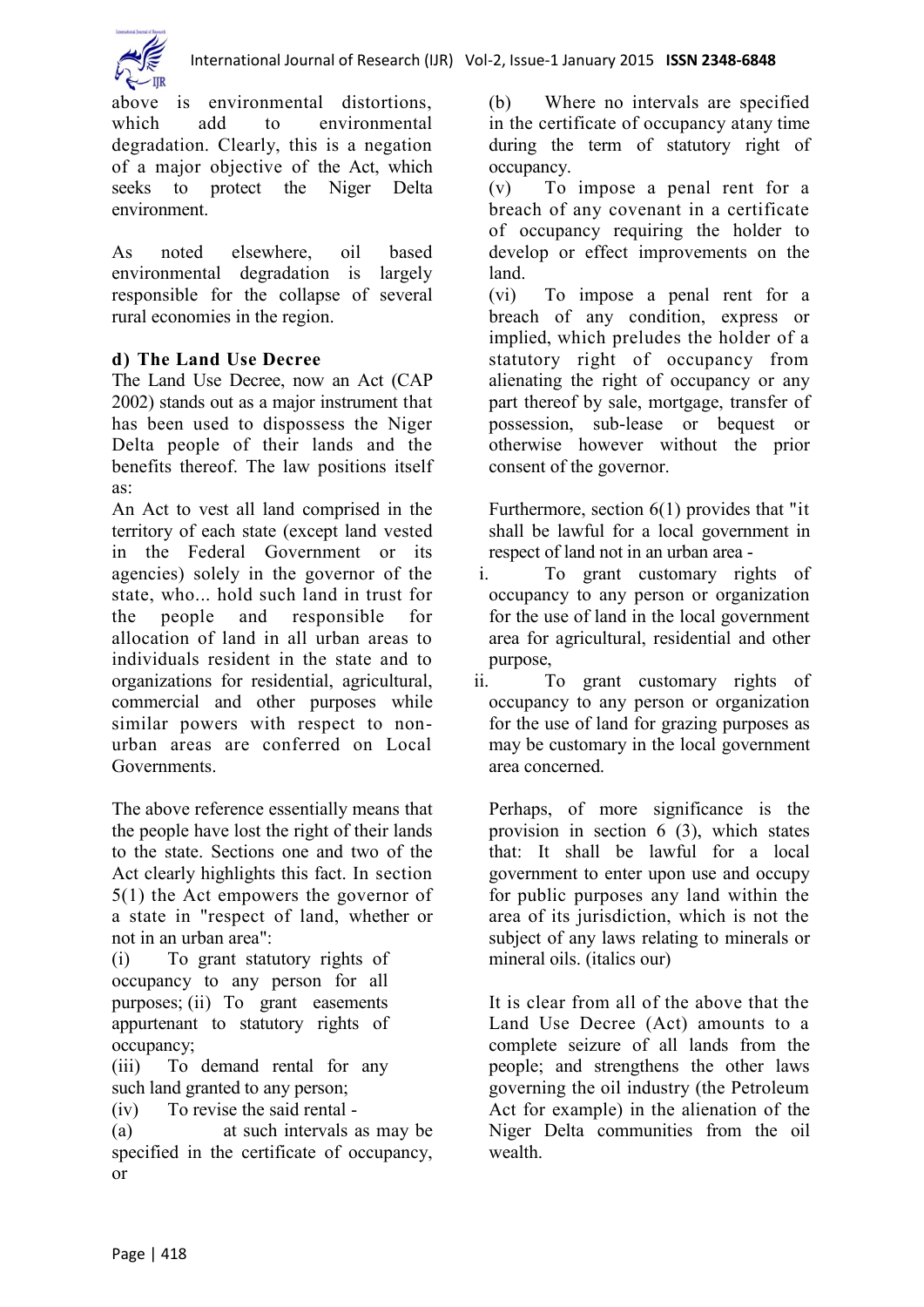above is environmental distortions, which add to environmental degradation. Clearly, this is a negation of a major objective of the Act, which seeks to protect the Niger Delta environment.

As noted elsewhere, oil based environmental degradation is largely responsible for the collapse of several rural economies in the region.

### d) The Land Use Decree

The Land Use Decree, now an Act (CAP 2002) stands out as a major instrument that has been used to dispossess the Niger Delta people of their lands and the benefits thereof. The law positions itself as:

An Act to vest all land comprised in the territory of each state (except land vested in the Federal Government or its agencies) solely in the governor of the state, who... hold such land in trust for the people and responsible for allocation of land in all urban areas to individuals resident in the state and to organizations for residential, agricultural, commercial and other purposes while similar powers with respect to non-urban areas are conferred on Local Governments.

The above reference essentially means that the people have lost the right of their lands to the state. Sections one and two of the Act clearly highlights this fact. In section 5(1) the Act empowers the governor of a state in "respect of land, whether or not in an urban area":

(i) To grant statutory rights of occupancy to any person for all purposes; (ii) To grant easements appurtenant to statutory rights of occupancy;

(iii) To demand rental for any such land granted to any person;

(iv) To revise the said rental -

(a) at such intervals as may be specified in the certificate of occupancy, or

(b) Where no intervals are specified in the certificate of occupancy atany time during the term of statutory right of occupancy.

(v) To impose a penal rent for a breach of any covenant in a certificate of occupancy requiring the holder to develop or effect improvements on the land.

(vi) To impose a penal rent for a breach of any condition, express or implied, which preludes the holder of a statutory right of occupancy from alienating the right of occupancy or any part thereof by sale, mortgage, transfer of possession, sub-lease or bequest or otherwise however without the prior consent of the governor.

Furthermore, section 6(1) provides that "it shall be lawful for a local government in respect of land not in an urban area -

i. To grant customary rights of occupancy to any person or organization for the use of land in the local government area for agricultural, residential and other purpose,

ii. To grant customary rights of occupancy to any person or organization for the use of land for grazing purposes as may be customary in the local government area concerned.

Perhaps, of more significance is the provision in section 6 (3), which states that: It shall be lawful for a local government to enter upon use and occupy for public purposes any land within the area of its jurisdiction, which is not the subject of any laws relating to minerals or mineral oils. (italics our)

It is clear from all of the above that the Land Use Decree (Act) amounts to a complete seizure of all lands from the people; and strengthens the other laws governing the oil industry (the Petroleum Act for example) in the alienation of the Niger Delta communities from the oil wealth.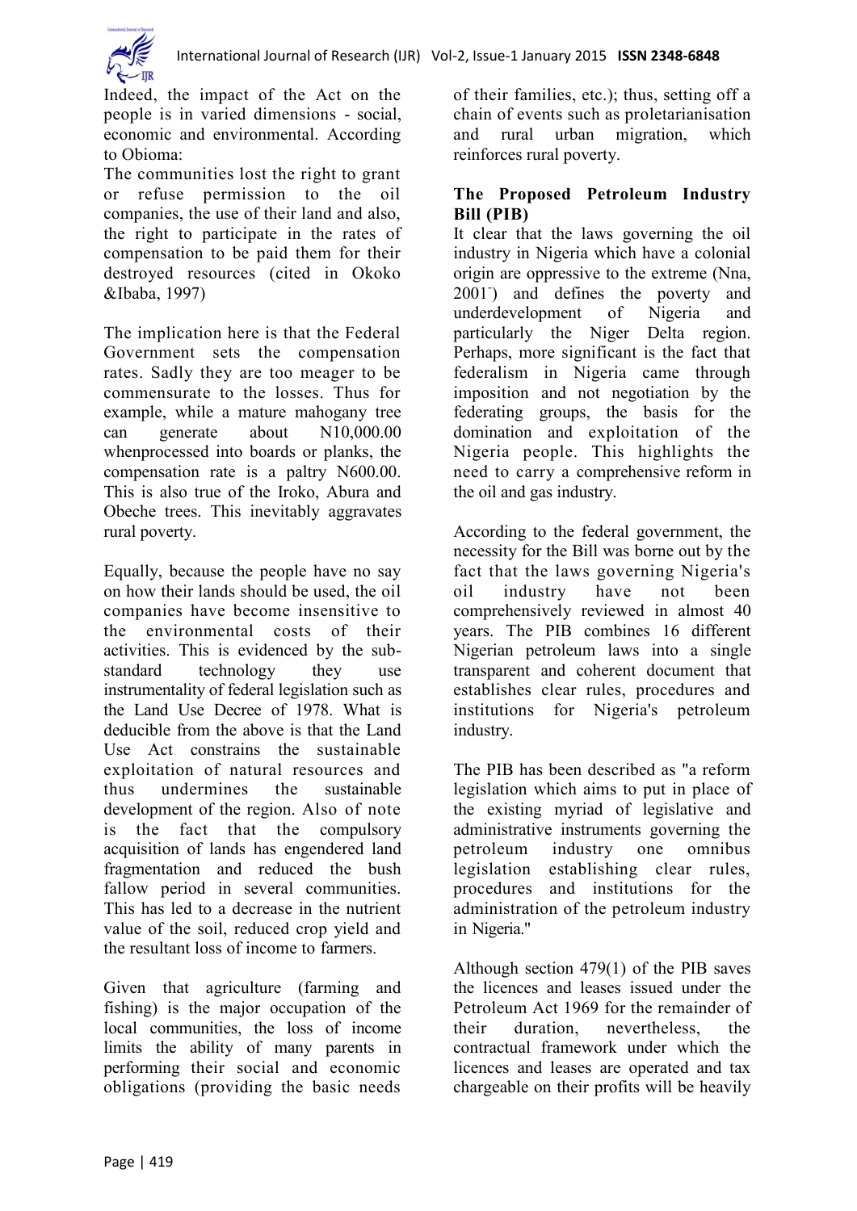Indeed, the impact of the Act on the people is in varied dimensions - social, economic and environmental. According to Obioma:

The communities lost the right to grant or refuse permission to the oil companies, the use of their land and also, the right to participate in the rates of compensation to be paid them for their destroyed resources (cited in Okoko &Ibaba, 1997)

The implication here is that the Federal Government sets the compensation rates. Sadly they are too meager to be commensurate to the losses. Thus for example, while a mature mahogany tree can generate about N10,000.00 whenprocessed into boards or planks, the compensation rate is a paltry N600.00. This is also true of the Iroko, Abura and Obeche trees. This inevitably aggravates rural poverty.

Equally, because the people have no say on how their lands should be used, the oil companies have become insensitive to the environmental costs of their activities. This is evidenced by the sub-standard technology they use instrumentality of federal legislation such as the Land Use Decree of 1978. What is deducible from the above is that the Land Use Act constrains the sustainable exploitation of natural resources and thus undermines the sustainable development of the region. Also of note is the fact that the compulsory acquisition of lands has engendered land fragmentation and reduced the bush fallow period in several communities. This has led to a decrease in the nutrient value of the soil, reduced crop yield and the resultant loss of income to farmers.

Given that agriculture (farming and fishing) is the major occupation of the local communities, the loss of income limits the ability of many parents in performing their social and economic obligations (providing the basic needs of their families, etc.); thus, setting off a chain of events such as proletarianisation and rural urban migration, which reinforces rural poverty.

## The Proposed Petroleum Industry Bill (PIB)

It clear that the laws governing the oil industry in Nigeria which have a colonial origin are oppressive to the extreme (Nna, 2001) and defines the poverty and underdevelopment of Nigeria and particularly the Niger Delta region. Perhaps, more significant is the fact that federalism in Nigeria came through imposition and not negotiation by the federating groups, the basis for the domination and exploitation of the Nigeria people. This highlights the need to carry a comprehensive reform in the oil and gas industry.

According to the federal government, the necessity for the Bill was borne out by the fact that the laws governing Nigeria's oil industry have not been comprehensively reviewed in almost 40 years. The PIB combines 16 different Nigerian petroleum laws into a single transparent and coherent document that establishes clear rules, procedures and institutions for Nigeria's petroleum industry.

The PIB has been described as "a reform legislation which aims to put in place of the existing myriad of legislative and administrative instruments governing the petroleum industry one omnibus legislation establishing clear rules, procedures and institutions for the administration of the petroleum industry in Nigeria."

Although section 479(1) of the PIB saves the licences and leases issued under the Petroleum Act 1969 for the remainder of their duration, nevertheless, the contractual framework under which the licences and leases are operated and tax chargeable on their profits will be heavily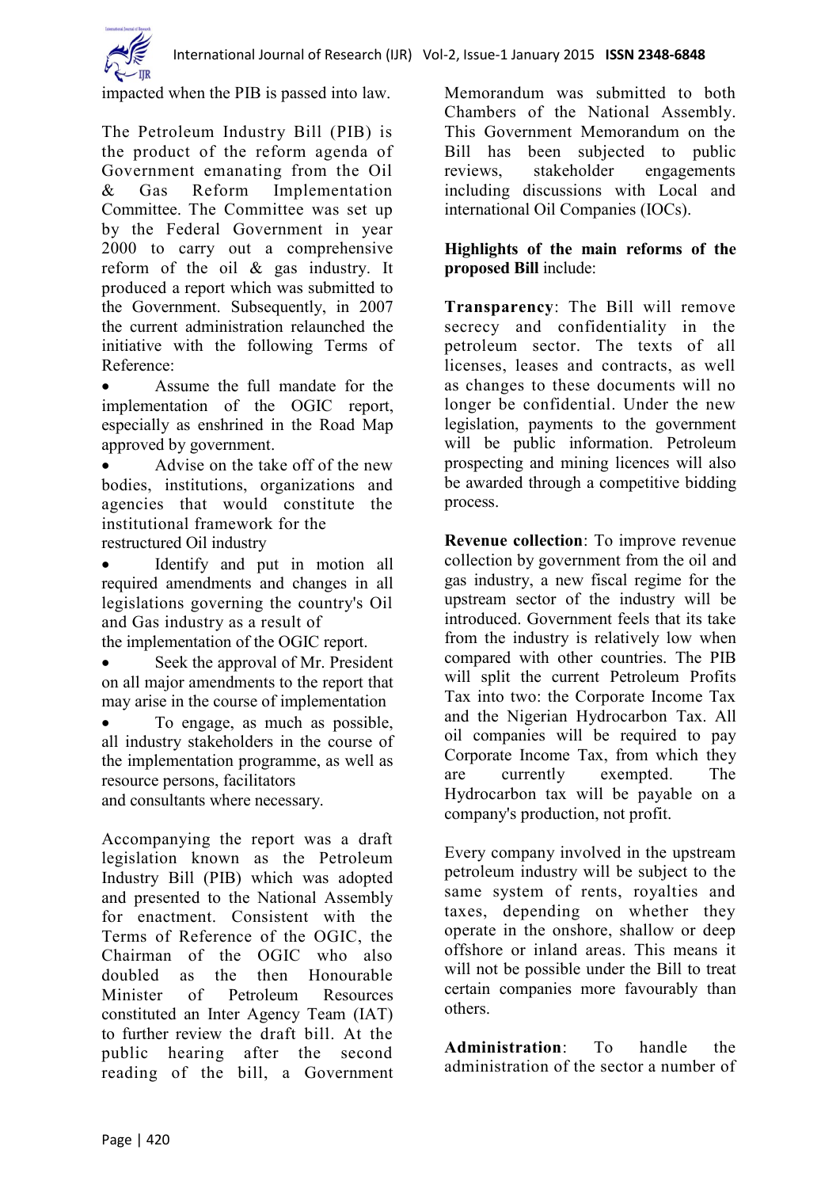impacted when the PIB is passed into law.

The Petroleum Industry Bill (PIB) is the product of the reform agenda of Government emanating from the Oil & Gas Reform Implementation Committee. The Committee was set up by the Federal Government in year 2000 to carry out a comprehensive reform of the oil & gas industry. It produced a report which was submitted to the Government. Subsequently, in 2007 the current administration relaunched the initiative with the following Terms of Reference:

- Assume the full mandate for the implementation of the OGIC report, especially as enshrined in the Road Map approved by government.
- Advise on the take off of the new bodies, institutions, organizations and agencies that would constitute the institutional framework for the restructured Oil industry
- Identify and put in motion all required amendments and changes in all legislations governing the country's Oil and Gas industry as a result of the implementation of the OGIC report.
- Seek the approval of Mr. President on all major amendments to the report that may arise in the course of implementation
- To engage, as much as possible, all industry stakeholders in the course of the implementation programme, as well as resource persons, facilitators and consultants where necessary.

Accompanying the report was a draft legislation known as the Petroleum Industry Bill (PIB) which was adopted and presented to the National Assembly for enactment. Consistent with the Terms of Reference of the OGIC, the Chairman of the OGIC who also doubled as the then Honourable Minister of Petroleum Resources constituted an Inter Agency Team (IAT) to further review the draft bill. At the public hearing after the second reading of the bill, a Government Memorandum was submitted to both Chambers of the National Assembly. This Government Memorandum on the Bill has been subjected to public reviews, stakeholder engagements including discussions with Local and international Oil Companies (IOCs).

**Highlights of the main reforms of the proposed Bill** include:

**Transparency**: The Bill will remove secrecy and confidentiality in the petroleum sector. The texts of all licenses, leases and contracts, as well as changes to these documents will no longer be confidential. Under the new legislation, payments to the government will be public information. Petroleum prospecting and mining licences will also be awarded through a competitive bidding process.

**Revenue collection**: To improve revenue collection by government from the oil and gas industry, a new fiscal regime for the upstream sector of the industry will be introduced. Government feels that its take from the industry is relatively low when compared with other countries. The PIB will split the current Petroleum Profits Tax into two: the Corporate Income Tax and the Nigerian Hydrocarbon Tax. All oil companies will be required to pay Corporate Income Tax, from which they are currently exempted. The Hydrocarbon tax will be payable on a company's production, not profit.

Every company involved in the upstream petroleum industry will be subject to the same system of rents, royalties and taxes, depending on whether they operate in the onshore, shallow or deep offshore or inland areas. This means it will not be possible under the Bill to treat certain companies more favourably than others.

**Administration**: To handle the administration of the sector a number of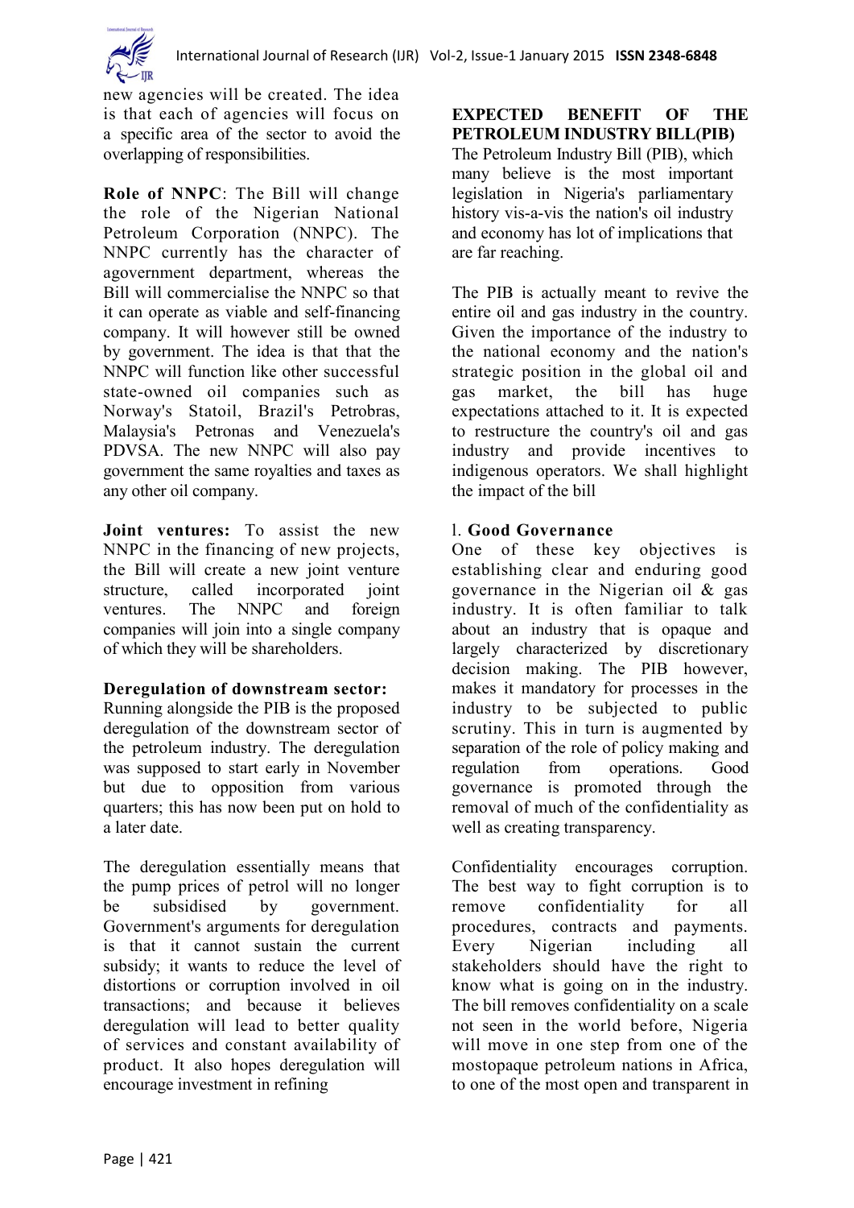new agencies will be created. The idea is that each of agencies will focus on a specific area of the sector to avoid the overlapping of responsibilities.

**Role of NNPC**: The Bill will change the role of the Nigerian National Petroleum Corporation (NNPC). The NNPC currently has the character of agovernment department, whereas the Bill will commercialise the NNPC so that it can operate as viable and self-financing company. It will however still be owned by government. The idea is that that the NNPC will function like other successful state-owned oil companies such as Norway's Statoil, Brazil's Petrobras, Malaysia's Petronas and Venezuela's PDVSA. The new NNPC will also pay government the same royalties and taxes as any other oil company.

**Joint ventures:** To assist the new NNPC in the financing of new projects, the Bill will create a new joint venture structure, called incorporated joint ventures. The NNPC and foreign companies will join into a single company of which they will be shareholders.

**Deregulation of downstream sector:** Running alongside the PIB is the proposed deregulation of the downstream sector of the petroleum industry. The deregulation was supposed to start early in November but due to opposition from various quarters; this has now been put on hold to a later date.

The deregulation essentially means that the pump prices of petrol will no longer be subsidised by government. Government's arguments for deregulation is that it cannot sustain the current subsidy; it wants to reduce the level of distortions or corruption involved in oil transactions; and because it believes deregulation will lead to better quality of services and constant availability of product. It also hopes deregulation will encourage investment in refining

## EXPECTED BENEFIT OF THE PETROLEUM INDUSTRY BILL(PIB)

The Petroleum Industry Bill (PIB), which many believe is the most important legislation in Nigeria's parliamentary history vis-a-vis the nation's oil industry and economy has lot of implications that are far reaching.

The PIB is actually meant to revive the entire oil and gas industry in the country. Given the importance of the industry to the national economy and the nation's strategic position in the global oil and gas market, the bill has huge expectations attached to it. It is expected to restructure the country's oil and gas industry and provide incentives to indigenous operators. We shall highlight the impact of the bill

1. **Good Governance**

One of these key objectives is establishing clear and enduring good governance in the Nigerian oil & gas industry. It is often familiar to talk about an industry that is opaque and largely characterized by discretionary decision making. The PIB however, makes it mandatory for processes in the industry to be subjected to public scrutiny. This in turn is augmented by separation of the role of policy making and regulation from operations. Good governance is promoted through the removal of much of the confidentiality as well as creating transparency.

Confidentiality encourages corruption. The best way to fight corruption is to remove confidentiality for all procedures, contracts and payments. Every Nigerian including all stakeholders should have the right to know what is going on in the industry. The bill removes confidentiality on a scale not seen in the world before, Nigeria will move in one step from one of the mostopaque petroleum nations in Africa, to one of the most open and transparent in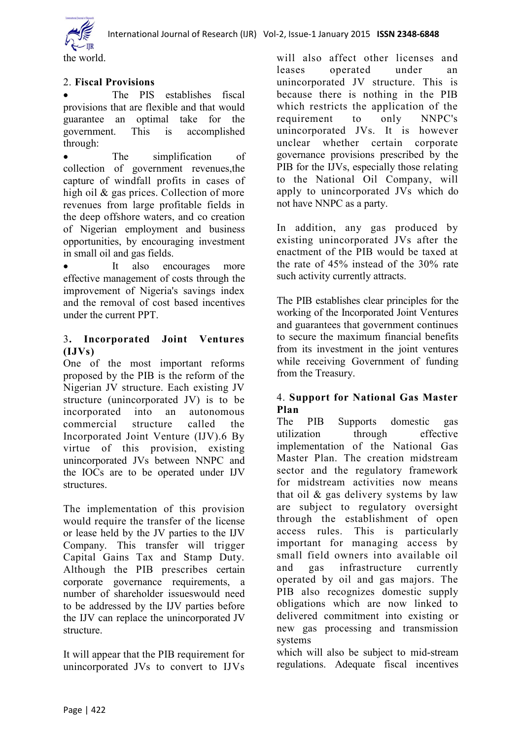the world.

2. **Fiscal Provisions**

- The PIS establishes fiscal provisions that are flexible and that would guarantee an optimal take for the government. This is accomplished through:
- The simplification of collection of government revenues,the capture of windfall profits in cases of high oil & gas prices. Collection of more revenues from large profitable fields in the deep offshore waters, and co creation of Nigerian employment and business opportunities, by encouraging investment in small oil and gas fields.
- It also encourages more effective management of costs through the improvement of Nigeria's savings index and the removal of cost based incentives under the current PPT.

3. **Incorporated Joint Ventures (IJVs)**

One of the most important reforms proposed by the PIB is the reform of the Nigerian JV structure. Each existing JV structure (unincorporated JV) is to be incorporated into an autonomous commercial structure called the Incorporated Joint Venture (IJV).6 By virtue of this provision, existing unincorporated JVs between NNPC and the IOCs are to be operated under IJV structures.

The implementation of this provision would require the transfer of the license or lease held by the JV parties to the IJV Company. This transfer will trigger Capital Gains Tax and Stamp Duty. Although the PIB prescribes certain corporate governance requirements, a number of shareholder issueswould need to be addressed by the IJV parties before the IJV can replace the unincorporated JV structure.

It will appear that the PIB requirement for unincorporated JVs to convert to IJVs will also affect other licenses and leases operated under an unincorporated JV structure. This is because there is nothing in the PIB which restricts the application of the requirement to only NNPC's unincorporated JVs. It is however unclear whether certain corporate governance provisions prescribed by the PIB for the IJVs, especially those relating to the National Oil Company, will apply to unincorporated JVs which do not have NNPC as a party.

In addition, any gas produced by existing unincorporated JVs after the enactment of the PIB would be taxed at the rate of 45% instead of the 30% rate such activity currently attracts.

The PIB establishes clear principles for the working of the Incorporated Joint Ventures and guarantees that government continues to secure the maximum financial benefits from its investment in the joint ventures while receiving Government of funding from the Treasury.

4. **Support for National Gas Master Plan**

The PIB Supports domestic gas utilization through effective implementation of the National Gas Master Plan. The creation midstream sector and the regulatory framework for midstream activities now means that oil & gas delivery systems by law are subject to regulatory oversight through the establishment of open access rules. This is particularly important for managing access by small field owners into available oil and gas infrastructure currently operated by oil and gas majors. The PIB also recognizes domestic supply obligations which are now linked to delivered commitment into existing or new gas processing and transmission systems
which will also be subject to mid-stream regulations. Adequate fiscal incentives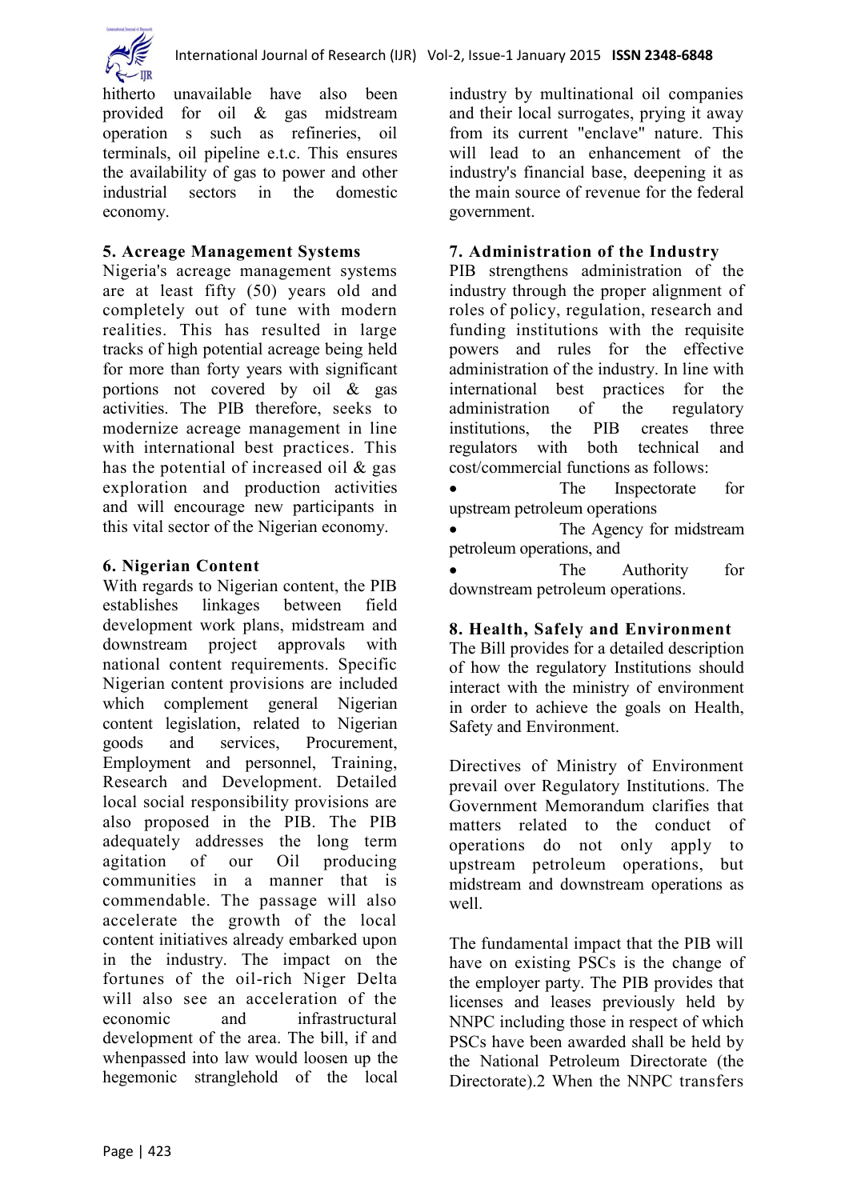hitherto unavailable have also been provided for oil & gas midstream operation s such as refineries, oil terminals, oil pipeline e.t.c. This ensures the availability of gas to power and other industrial sectors in the domestic economy.

### 5. Acreage Management Systems

Nigeria's acreage management systems are at least fifty (50) years old and completely out of tune with modern realities. This has resulted in large tracks of high potential acreage being held for more than forty years with significant portions not covered by oil & gas activities. The PIB therefore, seeks to modernize acreage management in line with international best practices. This has the potential of increased oil & gas exploration and production activities and will encourage new participants in this vital sector of the Nigerian economy.

### 6. Nigerian Content

With regards to Nigerian content, the PIB establishes linkages between field development work plans, midstream and downstream project approvals with national content requirements. Specific Nigerian content provisions are included which complement general Nigerian content legislation, related to Nigerian goods and services, Procurement, Employment and personnel, Training, Research and Development. Detailed local social responsibility provisions are also proposed in the PIB. The PIB adequately addresses the long term agitation of our Oil producing communities in a manner that is commendable. The passage will also accelerate the growth of the local content initiatives already embarked upon in the industry. The impact on the fortunes of the oil-rich Niger Delta will also see an acceleration of the economic and infrastructural development of the area. The bill, if and whenpassed into law would loosen up the hegemonic stranglehold of the local industry by multinational oil companies and their local surrogates, prying it away from its current "enclave" nature. This will lead to an enhancement of the industry's financial base, deepening it as the main source of revenue for the federal government.

### 7. Administration of the Industry

PIB strengthens administration of the industry through the proper alignment of roles of policy, regulation, research and funding institutions with the requisite powers and rules for the effective administration of the industry. In line with international best practices for the administration of the regulatory institutions, the PIB creates three regulators with both technical and cost/commercial functions as follows:

- The Inspectorate for upstream petroleum operations
- The Agency for midstream petroleum operations, and
- The Authority for downstream petroleum operations.

### 8. Health, Safely and Environment

The Bill provides for a detailed description of how the regulatory Institutions should interact with the ministry of environment in order to achieve the goals on Health, Safety and Environment.

Directives of Ministry of Environment prevail over Regulatory Institutions. The Government Memorandum clarifies that matters related to the conduct of operations do not only apply to upstream petroleum operations, but midstream and downstream operations as well.

The fundamental impact that the PIB will have on existing PSCs is the change of the employer party. The PIB provides that licenses and leases previously held by NNPC including those in respect of which PSCs have been awarded shall be held by the National Petroleum Directorate (the Directorate).2 When the NNPC transfers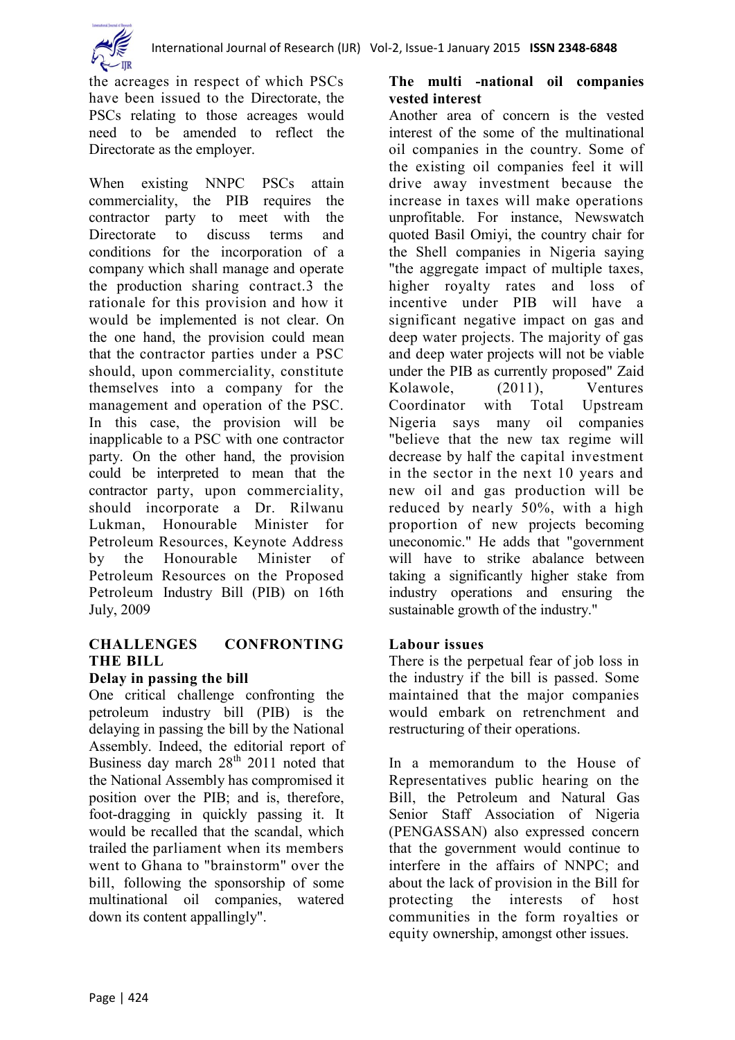the acreages in respect of which PSCs have been issued to the Directorate, the PSCs relating to those acreages would need to be amended to reflect the Directorate as the employer.

When existing NNPC PSCs attain commerciality, the PIB requires the contractor party to meet with the Directorate to discuss terms and conditions for the incorporation of a company which shall manage and operate the production sharing contract.3 the rationale for this provision and how it would be implemented is not clear. On the one hand, the provision could mean that the contractor parties under a PSC should, upon commerciality, constitute themselves into a company for the management and operation of the PSC. In this case, the provision will be inapplicable to a PSC with one contractor party. On the other hand, the provision could be interpreted to mean that the contractor party, upon commerciality, should incorporate a Dr. Rilwanu Lukman, Honourable Minister for Petroleum Resources, Keynote Address by the Honourable Minister of Petroleum Resources on the Proposed Petroleum Industry Bill (PIB) on 16th July, 2009

## CHALLENGES CONFRONTING THE BILL

### Delay in passing the bill

One critical challenge confronting the petroleum industry bill (PIB) is the delaying in passing the bill by the National Assembly. Indeed, the editorial report of Business day march 28th 2011 noted that the National Assembly has compromised it position over the PIB; and is, therefore, foot-dragging in quickly passing it. It would be recalled that the scandal, which trailed the parliament when its members went to Ghana to "brainstorm" over the bill, following the sponsorship of some multinational oil companies, watered down its content appallingly".

### The multi -national oil companies vested interest

Another area of concern is the vested interest of the some of the multinational oil companies in the country. Some of the existing oil companies feel it will drive away investment because the increase in taxes will make operations unprofitable. For instance, Newswatch quoted Basil Omiyi, the country chair for the Shell companies in Nigeria saying "the aggregate impact of multiple taxes, higher royalty rates and loss of incentive under PIB will have a significant negative impact on gas and deep water projects. The majority of gas and deep water projects will not be viable under the PIB as currently proposed" Zaid Kolawole, (2011), Ventures Coordinator with Total Upstream Nigeria says many oil companies "believe that the new tax regime will decrease by half the capital investment in the sector in the next 10 years and new oil and gas production will be reduced by nearly 50%, with a high proportion of new projects becoming uneconomic." He adds that "government will have to strike abalance between taking a significantly higher stake from industry operations and ensuring the sustainable growth of the industry."

### Labour issues

There is the perpetual fear of job loss in the industry if the bill is passed. Some maintained that the major companies would embark on retrenchment and restructuring of their operations.

In a memorandum to the House of Representatives public hearing on the Bill, the Petroleum and Natural Gas Senior Staff Association of Nigeria (PENGASSAN) also expressed concern that the government would continue to interfere in the affairs of NNPC; and about the lack of provision in the Bill for protecting the interests of host communities in the form royalties or equity ownership, amongst other issues.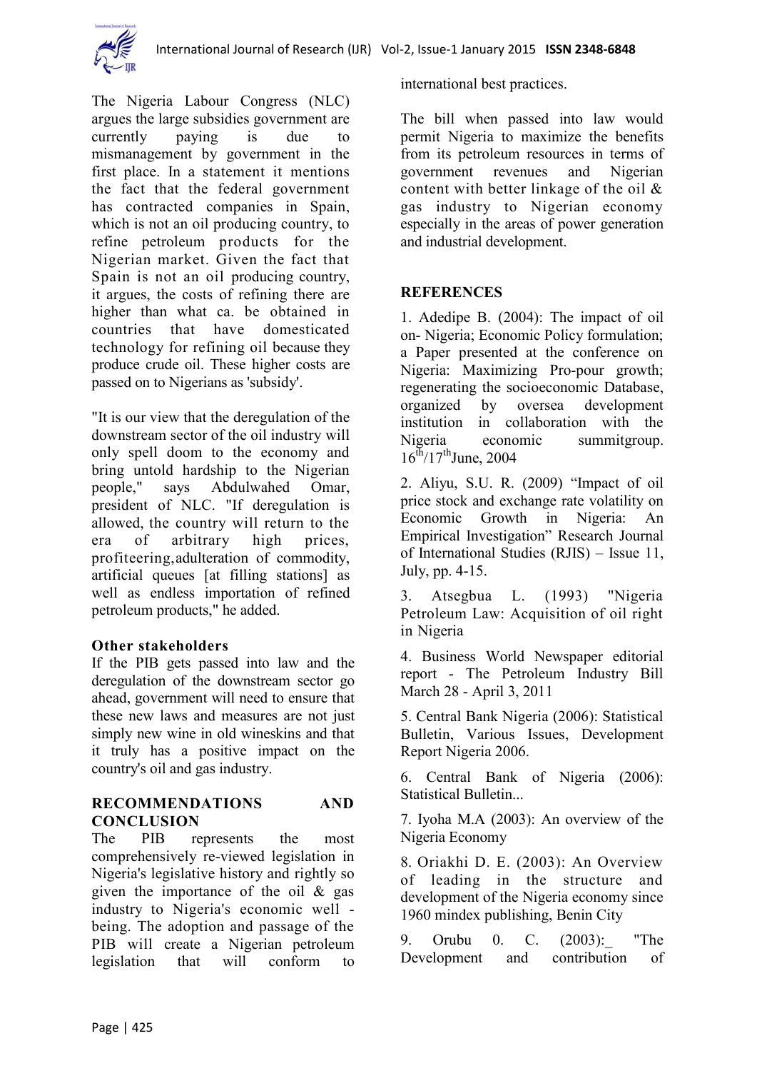The Nigeria Labour Congress (NLC) argues the large subsidies government are currently paying is due to mismanagement by government in the first place. In a statement it mentions the fact that the federal government has contracted companies in Spain, which is not an oil producing country, to refine petroleum products for the Nigerian market. Given the fact that Spain is not an oil producing country, it argues, the costs of refining there are higher than what ca. be obtained in countries that have domesticated technology for refining oil because they produce crude oil. These higher costs are passed on to Nigerians as 'subsidy'.

"It is our view that the deregulation of the downstream sector of the oil industry will only spell doom to the economy and bring untold hardship to the Nigerian people," says Abdulwahed Omar, president of NLC. "If deregulation is allowed, the country will return to the era of arbitrary high prices, profiteering,adulteration of commodity, artificial queues [at filling stations] as well as endless importation of refined petroleum products," he added.

### Other stakeholders

If the PIB gets passed into law and the deregulation of the downstream sector go ahead, government will need to ensure that these new laws and measures are not just simply new wine in old wineskins and that it truly has a positive impact on the country's oil and gas industry.

## RECOMMENDATIONS AND CONCLUSION

The PIB represents the most comprehensively re-viewed legislation in Nigeria's legislative history and rightly so given the importance of the oil & gas industry to Nigeria's economic well - being. The adoption and passage of the PIB will create a Nigerian petroleum legislation that will conform to international best practices.

The bill when passed into law would permit Nigeria to maximize the benefits from its petroleum resources in terms of government revenues and Nigerian content with better linkage of the oil & gas industry to Nigerian economy especially in the areas of power generation and industrial development.

## REFERENCES

1. Adedipe B. (2004): The impact of oil on- Nigeria; Economic Policy formulation; a Paper presented at the conference on Nigeria: Maximizing Pro-pour growth; regenerating the socioeconomic Database, organized by oversea development institution in collaboration with the Nigeria economic summitgroup. 16th/17thJune, 2004

2. Aliyu, S.U. R. (2009) "Impact of oil price stock and exchange rate volatility on Economic Growth in Nigeria: An Empirical Investigation" Research Journal of International Studies (RJIS) – Issue 11, July, pp. 4-15.

3. Atsegbua L. (1993) "Nigeria Petroleum Law: Acquisition of oil right in Nigeria

4. Business World Newspaper editorial report - The Petroleum Industry Bill March 28 - April 3, 2011

5. Central Bank Nigeria (2006): Statistical Bulletin, Various Issues, Development Report Nigeria 2006.

6. Central Bank of Nigeria (2006): Statistical Bulletin...

7. Iyoha M.A (2003): An overview of the Nigeria Economy

8. Oriakhi D. E. (2003): An Overview of leading in the structure and development of the Nigeria economy since 1960 mindex publishing, Benin City

9. Orubu 0. C. (2003):_ "The Development and contribution of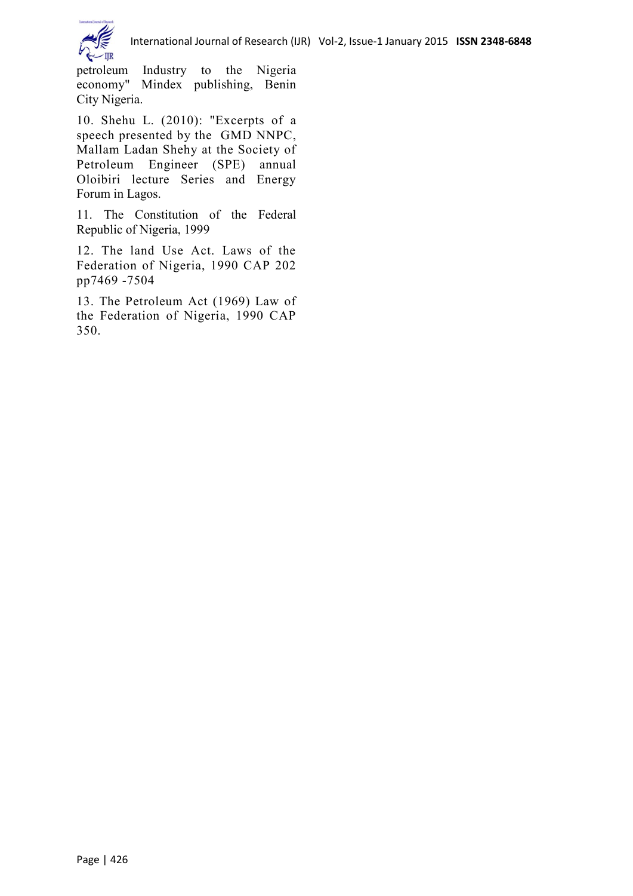petroleum Industry to the Nigeria economy" Mindex publishing, Benin City Nigeria.

10. Shehu L. (2010): "Excerpts of a speech presented by the GMD NNPC, Mallam Ladan Shehy at the Society of Petroleum Engineer (SPE) annual Oloibiri lecture Series and Energy Forum in Lagos.

11. The Constitution of the Federal Republic of Nigeria, 1999

12. The land Use Act. Laws of the Federation of Nigeria, 1990 CAP 202 pp7469 -7504

13. The Petroleum Act (1969) Law of the Federation of Nigeria, 1990 CAP 350.